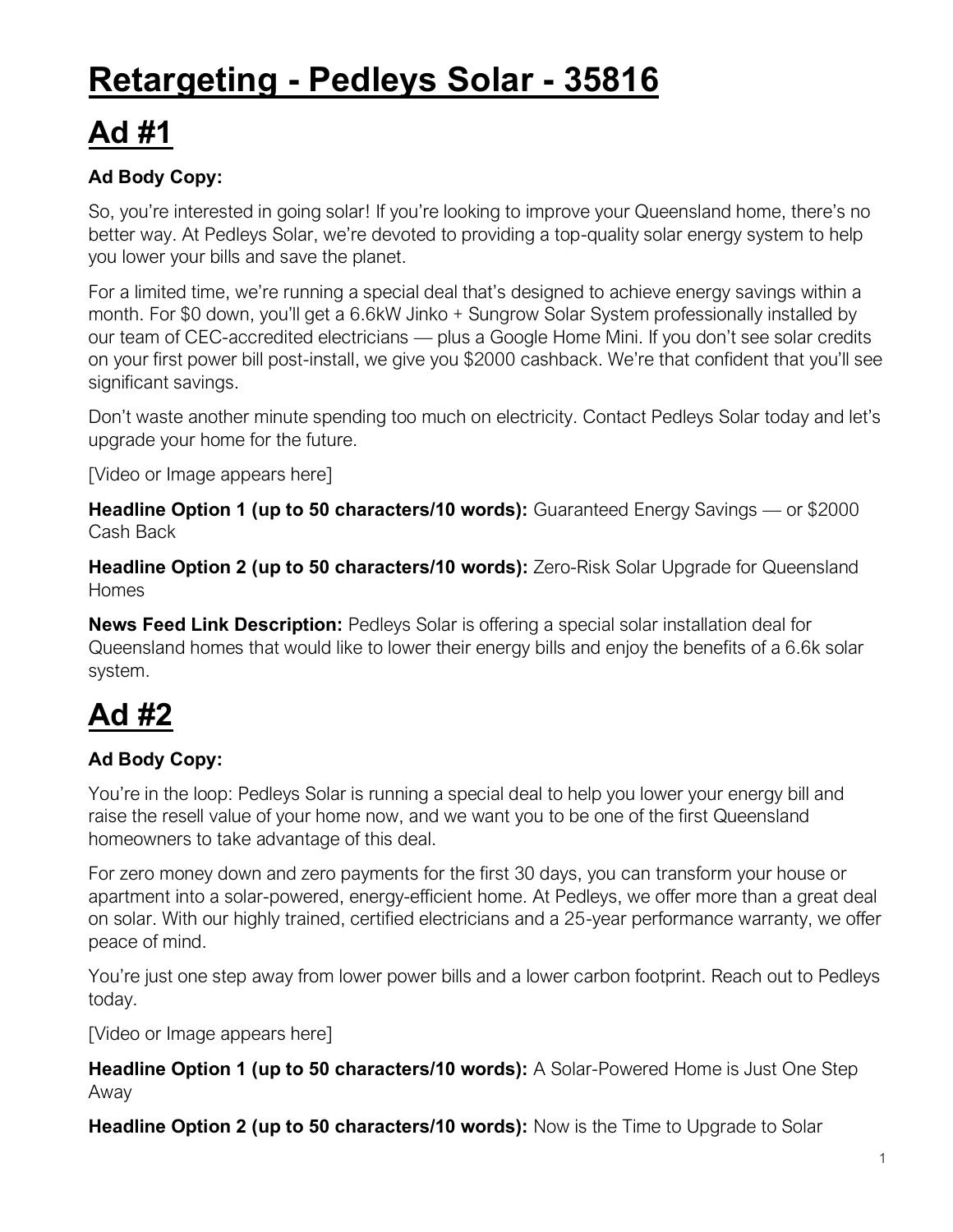# Retargeting - Pedleys Solar - 35816

# Ad #1

**Ad Body Copy:**

So, you're interested in going solar! If you're looking to improve your Queensland home, there's no better way. At Pedleys Solar, we're devoted to providing a top-quality solar energy system to help you lower your bills and save the planet.

For a limited time, we're running a special deal that's designed to achieve energy savings within a month. For $0 down, you'll get a 6.6kW Jinko + Sungrow Solar System professionally installed by our team of CEC-accredited electricians — plus a Google Home Mini. If you don't see solar credits on your first power bill post-install, we give you $2000 cashback. We're that confident that you'll see significant savings.

Don't waste another minute spending too much on electricity. Contact Pedleys Solar today and let's upgrade your home for the future.

[Video or Image appears here]

**Headline Option 1 (up to 50 characters/10 words):** Guaranteed Energy Savings — or $2000 Cash Back

**Headline Option 2 (up to 50 characters/10 words):** Zero-Risk Solar Upgrade for Queensland Homes

**News Feed Link Description:** Pedleys Solar is offering a special solar installation deal for Queensland homes that would like to lower their energy bills and enjoy the benefits of a 6.6k solar system.

# Ad #2

**Ad Body Copy:**

You're in the loop: Pedleys Solar is running a special deal to help you lower your energy bill and raise the resell value of your home now, and we want you to be one of the first Queensland homeowners to take advantage of this deal.

For zero money down and zero payments for the first 30 days, you can transform your house or apartment into a solar-powered, energy-efficient home. At Pedleys, we offer more than a great deal on solar. With our highly trained, certified electricians and a 25-year performance warranty, we offer peace of mind.

You're just one step away from lower power bills and a lower carbon footprint. Reach out to Pedleys today.

[Video or Image appears here]

**Headline Option 1 (up to 50 characters/10 words):** A Solar-Powered Home is Just One Step Away

**Headline Option 2 (up to 50 characters/10 words):** Now is the Time to Upgrade to Solar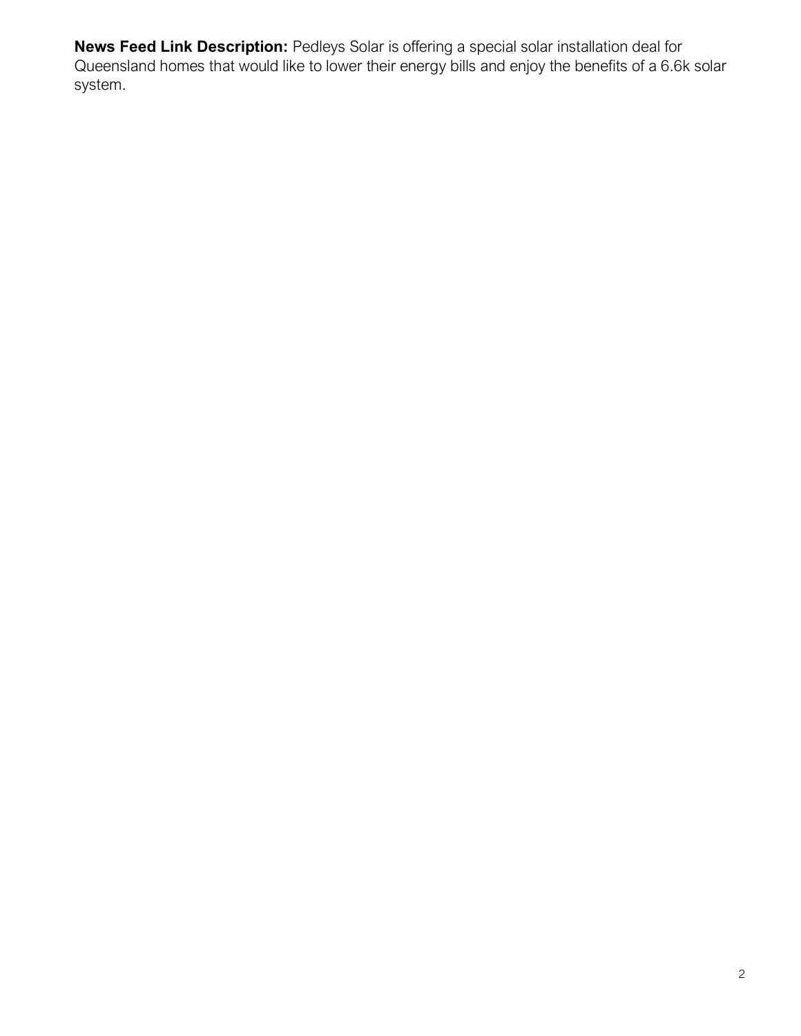**News Feed Link Description:** Pedleys Solar is offering a special solar installation deal for Queensland homes that would like to lower their energy bills and enjoy the benefits of a 6.6k solar system.